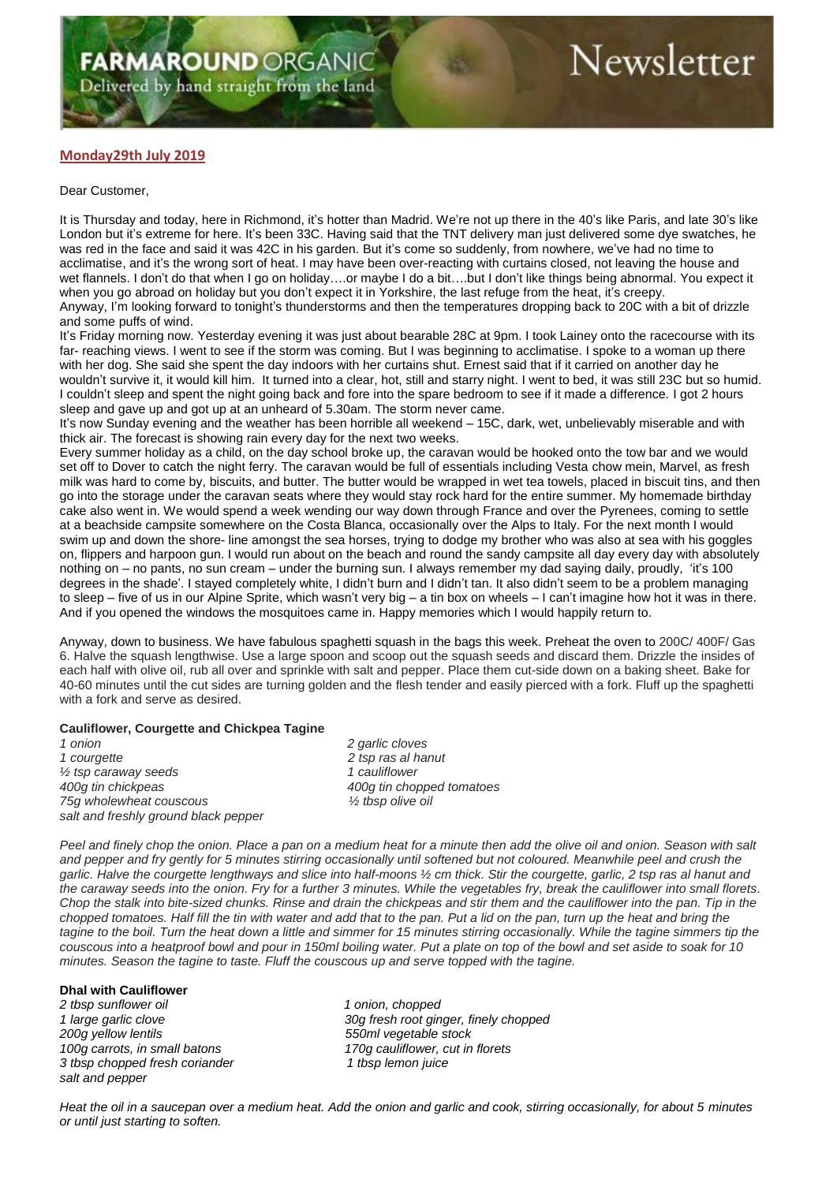**FARMAROUND ORGANIC**
Delivered by hand straight from the land

# Newsletter

**Monday29th July 2019**

Dear Customer,

It is Thursday and today, here in Richmond, it's hotter than Madrid. We're not up there in the 40's like Paris, and late 30's like London but it's extreme for here. It's been 33C. Having said that the TNT delivery man just delivered some dye swatches, he was red in the face and said it was 42C in his garden. But it's come so suddenly, from nowhere, we've had no time to acclimatise, and it's the wrong sort of heat. I may have been over-reacting with curtains closed, not leaving the house and wet flannels. I don't do that when I go on holiday….or maybe I do a bit….but I don't like things being abnormal. You expect it when you go abroad on holiday but you don't expect it in Yorkshire, the last refuge from the heat, it's creepy.
Anyway, I'm looking forward to tonight's thunderstorms and then the temperatures dropping back to 20C with a bit of drizzle and some puffs of wind.
It's Friday morning now. Yesterday evening it was just about bearable 28C at 9pm. I took Lainey onto the racecourse with its far- reaching views. I went to see if the storm was coming. But I was beginning to acclimatise. I spoke to a woman up there with her dog. She said she spent the day indoors with her curtains shut. Ernest said that if it carried on another day he wouldn't survive it, it would kill him. It turned into a clear, hot, still and starry night. I went to bed, it was still 23C but so humid. I couldn't sleep and spent the night going back and fore into the spare bedroom to see if it made a difference. I got 2 hours sleep and gave up and got up at an unheard of 5.30am. The storm never came.
It's now Sunday evening and the weather has been horrible all weekend – 15C, dark, wet, unbelievably miserable and with thick air. The forecast is showing rain every day for the next two weeks.
Every summer holiday as a child, on the day school broke up, the caravan would be hooked onto the tow bar and we would set off to Dover to catch the night ferry. The caravan would be full of essentials including Vesta chow mein, Marvel, as fresh milk was hard to come by, biscuits, and butter. The butter would be wrapped in wet tea towels, placed in biscuit tins, and then go into the storage under the caravan seats where they would stay rock hard for the entire summer. My homemade birthday cake also went in. We would spend a week wending our way down through France and over the Pyrenees, coming to settle at a beachside campsite somewhere on the Costa Blanca, occasionally over the Alps to Italy. For the next month I would swim up and down the shore- line amongst the sea horses, trying to dodge my brother who was also at sea with his goggles on, flippers and harpoon gun. I would run about on the beach and round the sandy campsite all day every day with absolutely nothing on – no pants, no sun cream – under the burning sun. I always remember my dad saying daily, proudly, 'it's 100 degrees in the shade'. I stayed completely white, I didn't burn and I didn't tan. It also didn't seem to be a problem managing to sleep – five of us in our Alpine Sprite, which wasn't very big – a tin box on wheels – I can't imagine how hot it was in there. And if you opened the windows the mosquitoes came in. Happy memories which I would happily return to.

Anyway, down to business. We have fabulous spaghetti squash in the bags this week. Preheat the oven to 200C/ 400F/ Gas 6. Halve the squash lengthwise. Use a large spoon and scoop out the squash seeds and discard them. Drizzle the insides of each half with olive oil, rub all over and sprinkle with salt and pepper. Place them cut-side down on a baking sheet. Bake for 40-60 minutes until the cut sides are turning golden and the flesh tender and easily pierced with a fork. Fluff up the spaghetti with a fork and serve as desired.

**Cauliflower, Courgette and Chickpea Tagine**

*1 onion*
*2 garlic cloves*
*1 courgette*
*2 tsp ras al hanut*
*½ tsp caraway seeds*
*1 cauliflower*
*400g tin chickpeas*
*400g tin chopped tomatoes*
*75g wholewheat couscous*
*½ tbsp olive oil*
*salt and freshly ground black pepper*

*Peel and finely chop the onion. Place a pan on a medium heat for a minute then add the olive oil and onion. Season with salt and pepper and fry gently for 5 minutes stirring occasionally until softened but not coloured. Meanwhile peel and crush the garlic. Halve the courgette lengthways and slice into half-moons ½ cm thick. Stir the courgette, garlic, 2 tsp ras al hanut and the caraway seeds into the onion. Fry for a further 3 minutes. While the vegetables fry, break the cauliflower into small florets. Chop the stalk into bite-sized chunks. Rinse and drain the chickpeas and stir them and the cauliflower into the pan. Tip in the chopped tomatoes. Half fill the tin with water and add that to the pan. Put a lid on the pan, turn up the heat and bring the tagine to the boil. Turn the heat down a little and simmer for 15 minutes stirring occasionally. While the tagine simmers tip the couscous into a heatproof bowl and pour in 150ml boiling water. Put a plate on top of the bowl and set aside to soak for 10 minutes. Season the tagine to taste. Fluff the couscous up and serve topped with the tagine.*

**Dhal with Cauliflower**

*2 tbsp sunflower oil*
*1 onion, chopped*
*1 large garlic clove*
*30g fresh root ginger, finely chopped*
*200g yellow lentils*
*550ml vegetable stock*
*100g carrots, in small batons*
*170g cauliflower, cut in florets*
*3 tbsp chopped fresh coriander*
*1 tbsp lemon juice*
*salt and pepper*

*Heat the oil in a saucepan over a medium heat. Add the onion and garlic and cook, stirring occasionally, for about 5 minutes or until just starting to soften.*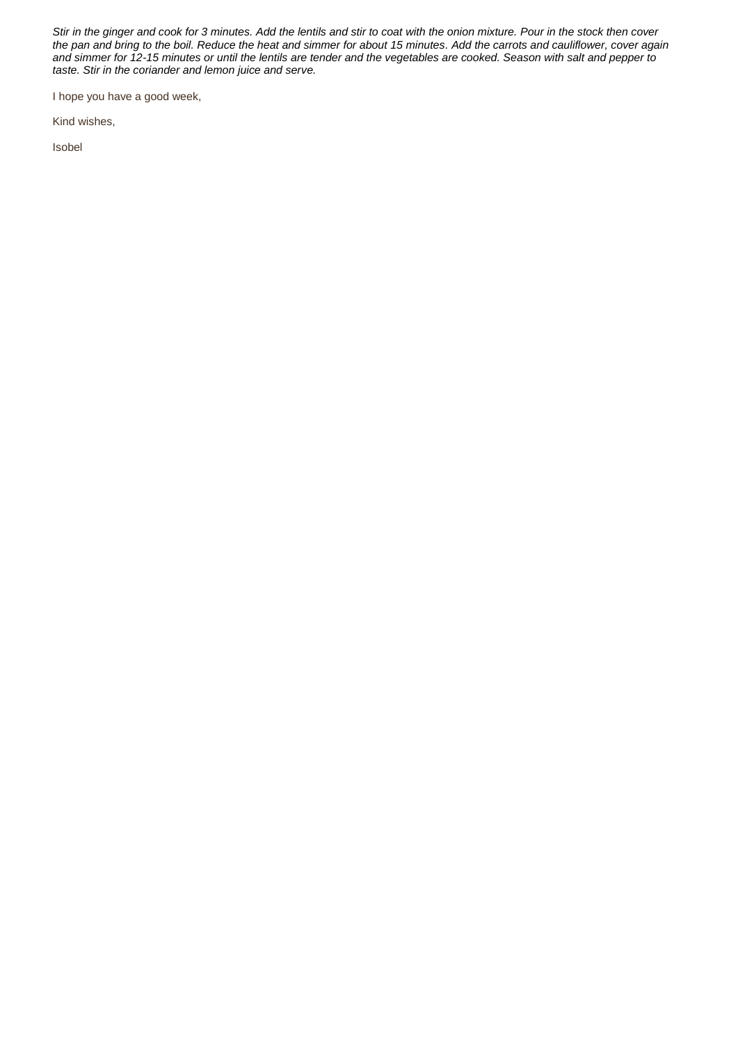*Stir in the ginger and cook for 3 minutes. Add the lentils and stir to coat with the onion mixture. Pour in the stock then cover the pan and bring to the boil. Reduce the heat and simmer for about 15 minutes. Add the carrots and cauliflower, cover again and simmer for 12-15 minutes or until the lentils are tender and the vegetables are cooked. Season with salt and pepper to taste. Stir in the coriander and lemon juice and serve.*

I hope you have a good week,

Kind wishes,

Isobel